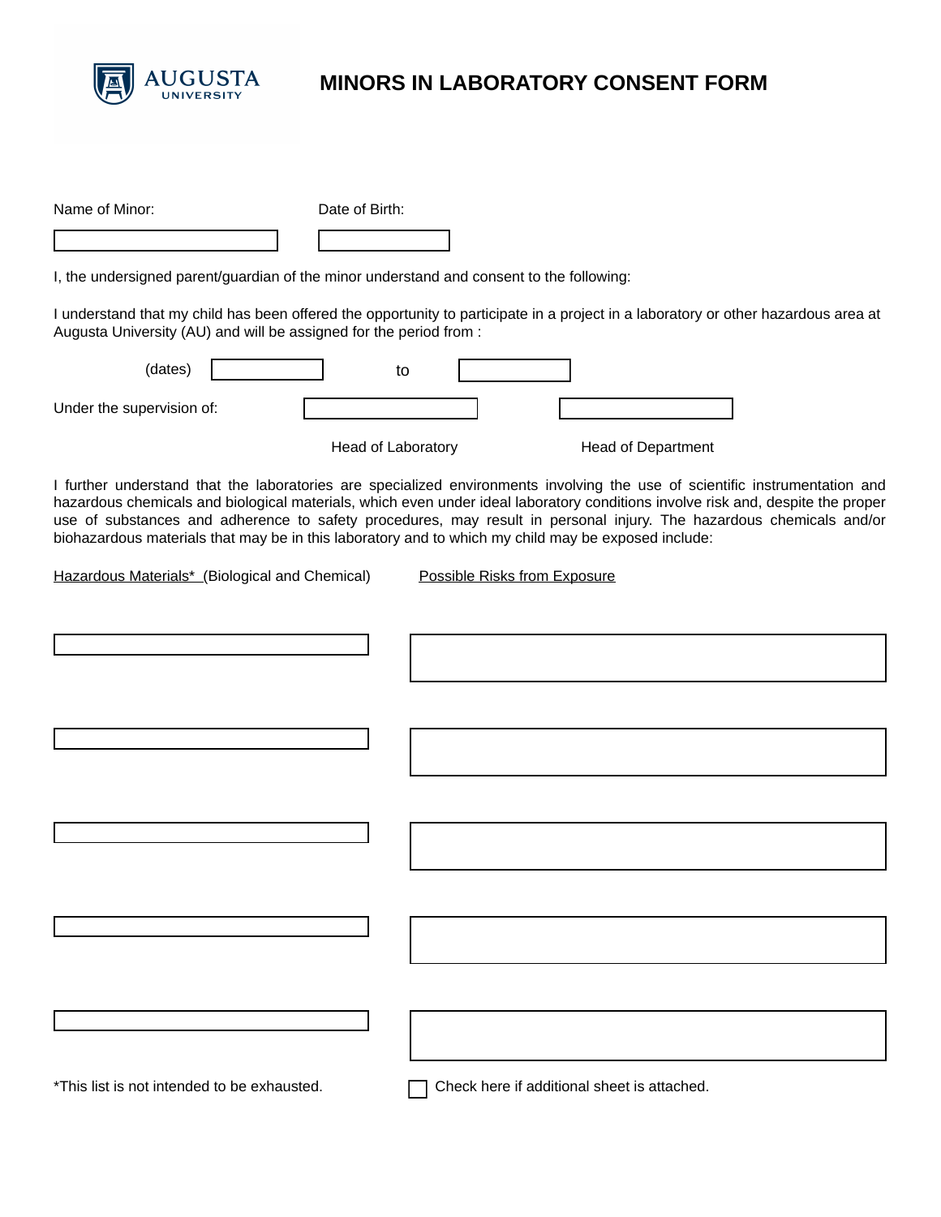AUGUSTA UNIVERSITY

# MINORS IN LABORATORY CONSENT FORM

Name of Minor: ____________________ Date of Birth: ____________

I, the undersigned parent/guardian of the minor understand and consent to the following:

I understand that my child has been offered the opportunity to participate in a project in a laboratory or other hazardous area at Augusta University (AU) and will be assigned for the period from :

(dates) ____________ to ____________

Under the supervision of: ____________________ ____________________

Head of Laboratory | Head of Department

I further understand that the laboratories are specialized environments involving the use of scientific instrumentation and hazardous chemicals and biological materials, which even under ideal laboratory conditions involve risk and, despite the proper use of substances and adherence to safety procedures, may result in personal injury. The hazardous chemicals and/or biohazardous materials that may be in this laboratory and to which my child may be exposed include:

| Hazardous Materials* (Biological and Chemical) | Possible Risks from Exposure |
| --- | --- |
| | |
| | |
| | |
| | |
| | |

*This list is not intended to be exhausted.

☐ Check here if additional sheet is attached.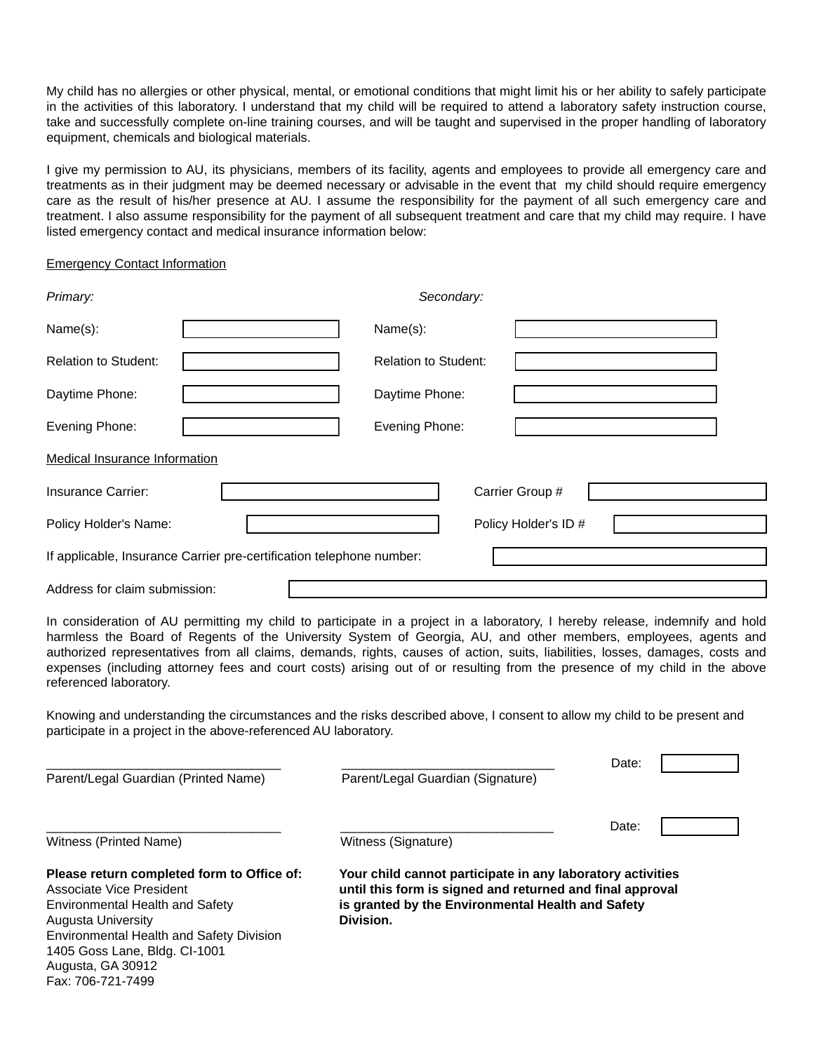My child has no allergies or other physical, mental, or emotional conditions that might limit his or her ability to safely participate in the activities of this laboratory. I understand that my child will be required to attend a laboratory safety instruction course, take and successfully complete on-line training courses, and will be taught and supervised in the proper handling of laboratory equipment, chemicals and biological materials.

I give my permission to AU, its physicians, members of its facility, agents and employees to provide all emergency care and treatments as in their judgment may be deemed necessary or advisable in the event that my child should require emergency care as the result of his/her presence at AU. I assume the responsibility for the payment of all such emergency care and treatment. I also assume responsibility for the payment of all subsequent treatment and care that my child may require. I have listed emergency contact and medical insurance information below:

Emergency Contact Information

| | | | |
|---|---|---|---|
| *Primary:* | | *Secondary:* | |
| Name(s): | | Name(s): | |
| Relation to Student: | | Relation to Student: | |
| Daytime Phone: | | Daytime Phone: | |
| Evening Phone: | | Evening Phone: | |

Medical Insurance Information

| | | | |
|---|---|---|---|
| Insurance Carrier: | | Carrier Group # | |
| Policy Holder's Name: | | Policy Holder's ID # | |

If applicable, Insurance Carrier pre-certification telephone number: ____________

Address for claim submission: ____________

In consideration of AU permitting my child to participate in a project in a laboratory, I hereby release, indemnify and hold harmless the Board of Regents of the University System of Georgia, AU, and other members, employees, agents and authorized representatives from all claims, demands, rights, causes of action, suits, liabilities, losses, damages, costs and expenses (including attorney fees and court costs) arising out of or resulting from the presence of my child in the above referenced laboratory.

Knowing and understanding the circumstances and the risks described above, I consent to allow my child to be present and participate in a project in the above-referenced AU laboratory.

_________________________________ _____________________________ Date: ________
Parent/Legal Guardian (Printed Name) Parent/Legal Guardian (Signature)

_________________________________ _____________________________ Date: ________
Witness (Printed Name) Witness (Signature)

**Please return completed form to Office of:**
Associate Vice President
Environmental Health and Safety
Augusta University
Environmental Health and Safety Division
1405 Goss Lane, Bldg. CI-1001
Augusta, GA 30912
Fax: 706-721-7499

**Your child cannot participate in any laboratory activities until this form is signed and returned and final approval is granted by the Environmental Health and Safety Division.**